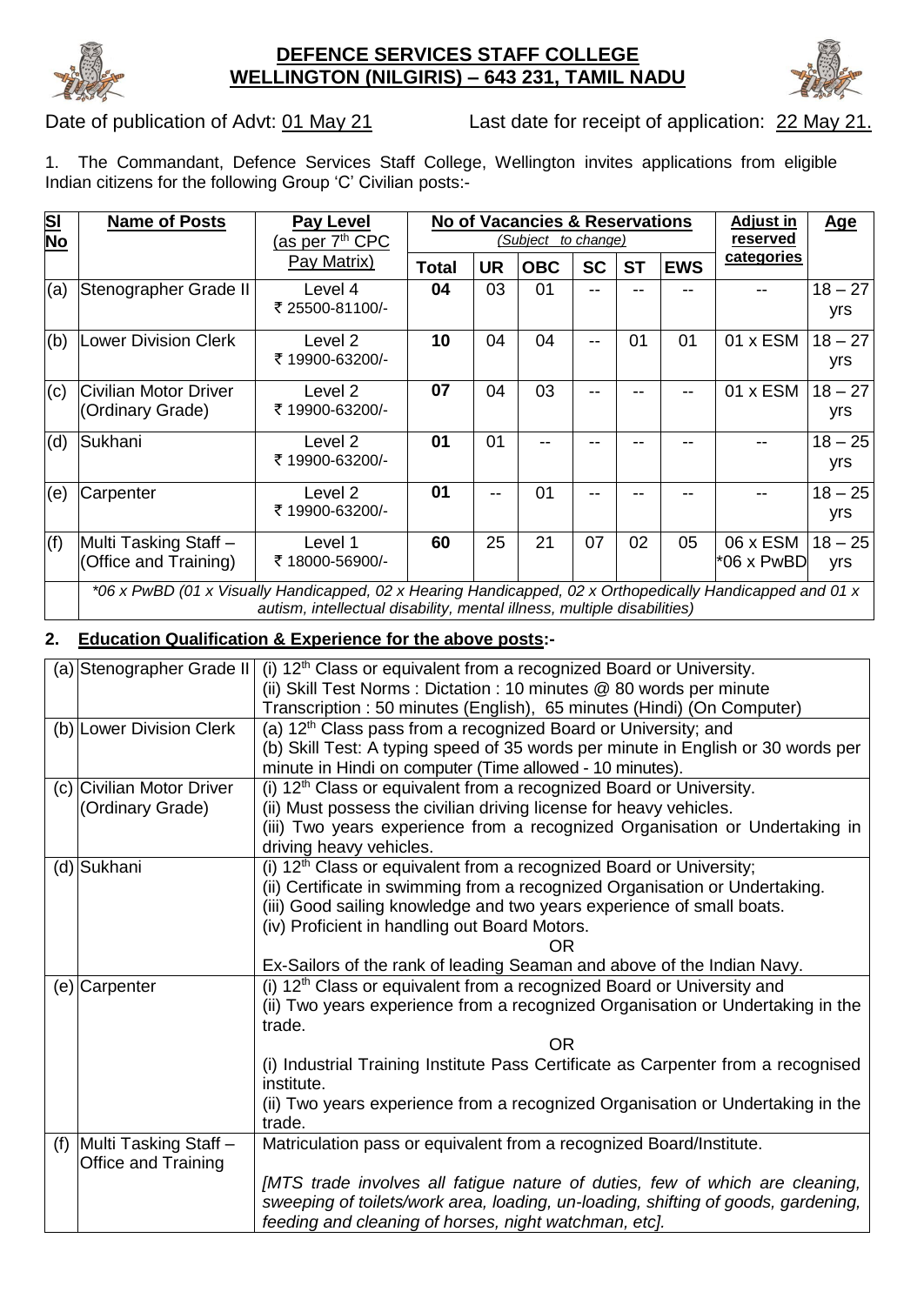# DEFENCE SERVICES STAFF COLLEGE
## WELLINGTON (NILGIRIS) – 643 231, TAMIL NADU

Date of publication of Advt: 01 May 21 Last date for receipt of application: 22 May 21.

1. The Commandant, Defence Services Staff College, Wellington invites applications from eligible Indian citizens for the following Group 'C' Civilian posts:-

| Sl No | Name of Posts | Pay Level (as per 7th CPC Pay Matrix) | No of Vacancies & Reservations (Subject to change) | | | | | | Adjust in reserved categories | Age |
|---|---|---|---|---|---|---|---|---|---|---|
| | | | Total | UR | OBC | SC | ST | EWS | | |
| (a) | Stenographer Grade II | Level 4 ₹ 25500-81100/- | 04 | 03 | 01 | -- | -- | -- | -- | 18 – 27 yrs |
| (b) | Lower Division Clerk | Level 2 ₹ 19900-63200/- | 10 | 04 | 04 | -- | 01 | 01 | 01 x ESM | 18 – 27 yrs |
| (c) | Civilian Motor Driver (Ordinary Grade) | Level 2 ₹ 19900-63200/- | 07 | 04 | 03 | -- | -- | -- | 01 x ESM | 18 – 27 yrs |
| (d) | Sukhani | Level 2 ₹ 19900-63200/- | 01 | 01 | -- | -- | -- | -- | -- | 18 – 25 yrs |
| (e) | Carpenter | Level 2 ₹ 19900-63200/- | 01 | -- | 01 | -- | -- | -- | -- | 18 – 25 yrs |
| (f) | Multi Tasking Staff – (Office and Training) | Level 1 ₹ 18000-56900/- | 60 | 25 | 21 | 07 | 02 | 05 | 06 x ESM *06 x PwBD | 18 – 25 yrs |
| | *06 x PwBD (01 x Visually Handicapped, 02 x Hearing Handicapped, 02 x Orthopedically Handicapped and 01 x autism, intellectual disability, mental illness, multiple disabilities) | | | | | | | | | |

## 2. Education Qualification & Experience for the above posts:-

| | | |
|---|---|---|
| (a) | Stenographer Grade II | (i) 12th Class or equivalent from a recognized Board or University.<br>(ii) Skill Test Norms : Dictation : 10 minutes @ 80 words per minute<br>Transcription : 50 minutes (English), 65 minutes (Hindi) (On Computer) |
| (b) | Lower Division Clerk | (a) 12th Class pass from a recognized Board or University; and<br>(b) Skill Test: A typing speed of 35 words per minute in English or 30 words per minute in Hindi on computer (Time allowed - 10 minutes). |
| (c) | Civilian Motor Driver (Ordinary Grade) | (i) 12th Class or equivalent from a recognized Board or University.<br>(ii) Must possess the civilian driving license for heavy vehicles.<br>(iii) Two years experience from a recognized Organisation or Undertaking in driving heavy vehicles. |
| (d) | Sukhani | (i) 12th Class or equivalent from a recognized Board or University;<br>(ii) Certificate in swimming from a recognized Organisation or Undertaking.<br>(iii) Good sailing knowledge and two years experience of small boats.<br>(iv) Proficient in handling out Board Motors.<br>OR<br>Ex-Sailors of the rank of leading Seaman and above of the Indian Navy. |
| (e) | Carpenter | (i) 12th Class or equivalent from a recognized Board or University and<br>(ii) Two years experience from a recognized Organisation or Undertaking in the trade.<br>OR<br>(i) Industrial Training Institute Pass Certificate as Carpenter from a recognised institute.<br>(ii) Two years experience from a recognized Organisation or Undertaking in the trade. |
| (f) | Multi Tasking Staff – Office and Training | Matriculation pass or equivalent from a recognized Board/Institute.<br>*[MTS trade involves all fatigue nature of duties, few of which are cleaning, sweeping of toilets/work area, loading, un-loading, shifting of goods, gardening, feeding and cleaning of horses, night watchman, etc].* |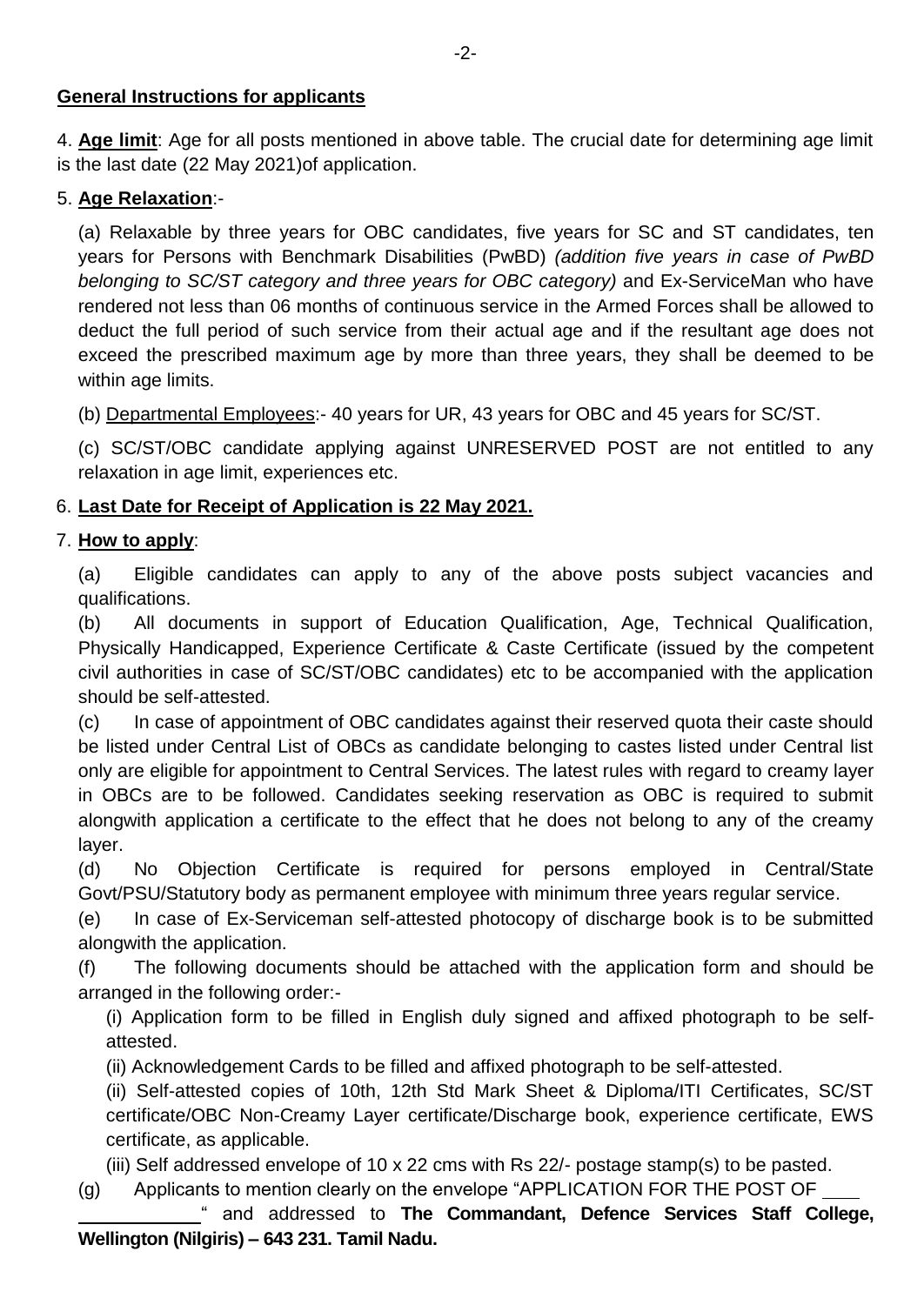**General Instructions for applicants**

4. **Age limit**: Age for all posts mentioned in above table. The crucial date for determining age limit is the last date (22 May 2021)of application.

5. **Age Relaxation**:-

(a) Relaxable by three years for OBC candidates, five years for SC and ST candidates, ten years for Persons with Benchmark Disabilities (PwBD) *(addition five years in case of PwBD belonging to SC/ST category and three years for OBC category)* and Ex-ServiceMan who have rendered not less than 06 months of continuous service in the Armed Forces shall be allowed to deduct the full period of such service from their actual age and if the resultant age does not exceed the prescribed maximum age by more than three years, they shall be deemed to be within age limits.

(b) Departmental Employees:- 40 years for UR, 43 years for OBC and 45 years for SC/ST.

(c) SC/ST/OBC candidate applying against UNRESERVED POST are not entitled to any relaxation in age limit, experiences etc.

6. **Last Date for Receipt of Application is 22 May 2021.**

7. **How to apply**:

(a) Eligible candidates can apply to any of the above posts subject vacancies and qualifications.

(b) All documents in support of Education Qualification, Age, Technical Qualification, Physically Handicapped, Experience Certificate & Caste Certificate (issued by the competent civil authorities in case of SC/ST/OBC candidates) etc to be accompanied with the application should be self-attested.

(c) In case of appointment of OBC candidates against their reserved quota their caste should be listed under Central List of OBCs as candidate belonging to castes listed under Central list only are eligible for appointment to Central Services. The latest rules with regard to creamy layer in OBCs are to be followed. Candidates seeking reservation as OBC is required to submit alongwith application a certificate to the effect that he does not belong to any of the creamy layer.

(d) No Objection Certificate is required for persons employed in Central/State Govt/PSU/Statutory body as permanent employee with minimum three years regular service.

(e) In case of Ex-Serviceman self-attested photocopy of discharge book is to be submitted alongwith the application.

(f) The following documents should be attached with the application form and should be arranged in the following order:-

(i) Application form to be filled in English duly signed and affixed photograph to be self-attested.

(ii) Acknowledgement Cards to be filled and affixed photograph to be self-attested.

(ii) Self-attested copies of 10th, 12th Std Mark Sheet & Diploma/ITI Certificates, SC/ST certificate/OBC Non-Creamy Layer certificate/Discharge book, experience certificate, EWS certificate, as applicable.

(iii) Self addressed envelope of 10 x 22 cms with Rs 22/- postage stamp(s) to be pasted.

(g) Applicants to mention clearly on the envelope "APPLICATION FOR THE POST OF \_\_\_\_\_\_\_\_\_\_\_\_\_\_\_" and addressed to **The Commandant, Defence Services Staff College, Wellington (Nilgiris) – 643 231. Tamil Nadu.**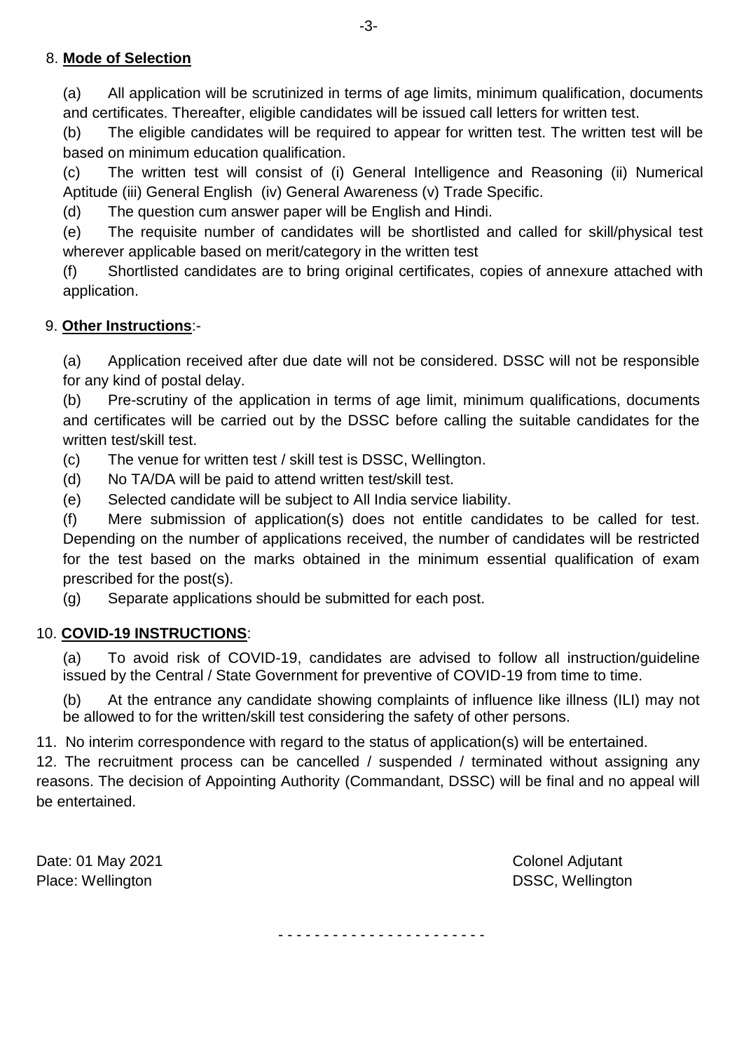8. **Mode of Selection**

(a) All application will be scrutinized in terms of age limits, minimum qualification, documents and certificates. Thereafter, eligible candidates will be issued call letters for written test.

(b) The eligible candidates will be required to appear for written test. The written test will be based on minimum education qualification.

(c) The written test will consist of (i) General Intelligence and Reasoning (ii) Numerical Aptitude (iii) General English (iv) General Awareness (v) Trade Specific.

(d) The question cum answer paper will be English and Hindi.

(e) The requisite number of candidates will be shortlisted and called for skill/physical test wherever applicable based on merit/category in the written test

(f) Shortlisted candidates are to bring original certificates, copies of annexure attached with application.

9. **Other Instructions**:-

(a) Application received after due date will not be considered. DSSC will not be responsible for any kind of postal delay.

(b) Pre-scrutiny of the application in terms of age limit, minimum qualifications, documents and certificates will be carried out by the DSSC before calling the suitable candidates for the written test/skill test.

(c) The venue for written test / skill test is DSSC, Wellington.

(d) No TA/DA will be paid to attend written test/skill test.

(e) Selected candidate will be subject to All India service liability.

(f) Mere submission of application(s) does not entitle candidates to be called for test. Depending on the number of applications received, the number of candidates will be restricted for the test based on the marks obtained in the minimum essential qualification of exam prescribed for the post(s).

(g) Separate applications should be submitted for each post.

10. **COVID-19 INSTRUCTIONS**:

(a) To avoid risk of COVID-19, candidates are advised to follow all instruction/guideline issued by the Central / State Government for preventive of COVID-19 from time to time.

(b) At the entrance any candidate showing complaints of influence like illness (ILI) may not be allowed to for the written/skill test considering the safety of other persons.

11. No interim correspondence with regard to the status of application(s) will be entertained.

12. The recruitment process can be cancelled / suspended / terminated without assigning any reasons. The decision of Appointing Authority (Commandant, DSSC) will be final and no appeal will be entertained.

Date: 01 May 2021
Place: Wellington

Colonel Adjutant
DSSC, Wellington

- - - - - - - - - - - - - - - - - - - - - -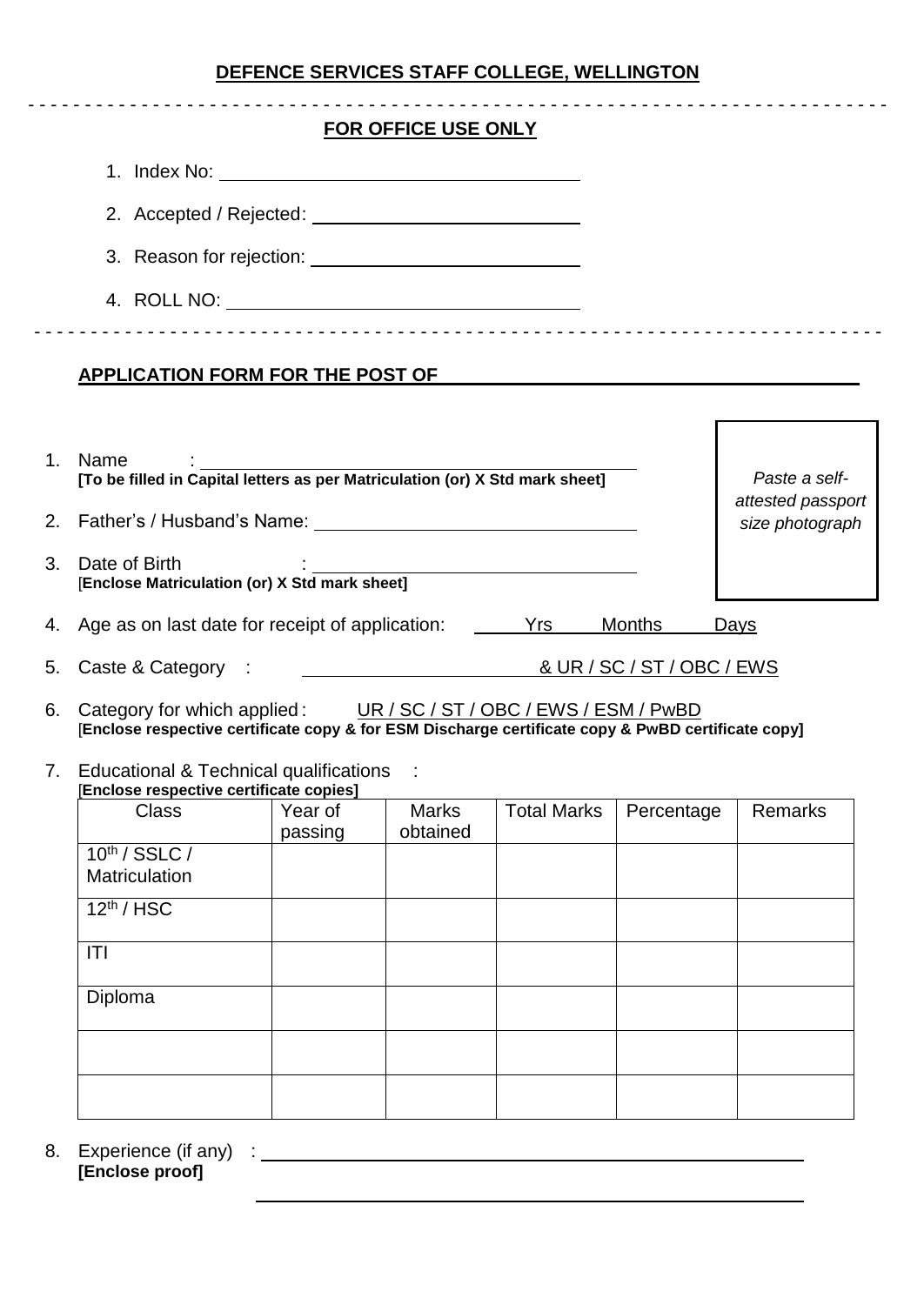**DEFENCE SERVICES STAFF COLLEGE, WELLINGTON**

---

**FOR OFFICE USE ONLY**

1. Index No: ____________________
2. Accepted / Rejected: ____________________
3. Reason for rejection: ____________________
4. ROLL NO: ____________________

---

**APPLICATION FORM FOR THE POST OF** ____________________

*Paste a self-attested passport size photograph*

1. Name : ____________________
   **[To be filled in Capital letters as per Matriculation (or) X Std mark sheet]**
2. Father's / Husband's Name: ____________________
3. Date of Birth : ____________________
   [**Enclose Matriculation (or) X Std mark sheet]**
4. Age as on last date for receipt of application: ____ Yrs ____ Months ____ Days
5. Caste & Category : ____________________ & UR / SC / ST / OBC / EWS
6. Category for which applied : UR / SC / ST / OBC / EWS / ESM / PwBD
   [**Enclose respective certificate copy & for ESM Discharge certificate copy & PwBD certificate copy]**
7. Educational & Technical qualifications :
   [**Enclose respective certificate copies]**

| Class | Year of passing | Marks obtained | Total Marks | Percentage | Remarks |
|---|---|---|---|---|---|
| 10th / SSLC / Matriculation | | | | | |
| 12th / HSC | | | | | |
| ITI | | | | | |
| Diploma | | | | | |
| | | | | | |
| | | | | | |

8. Experience (if any) : ____________________
   **[Enclose proof]**
   ____________________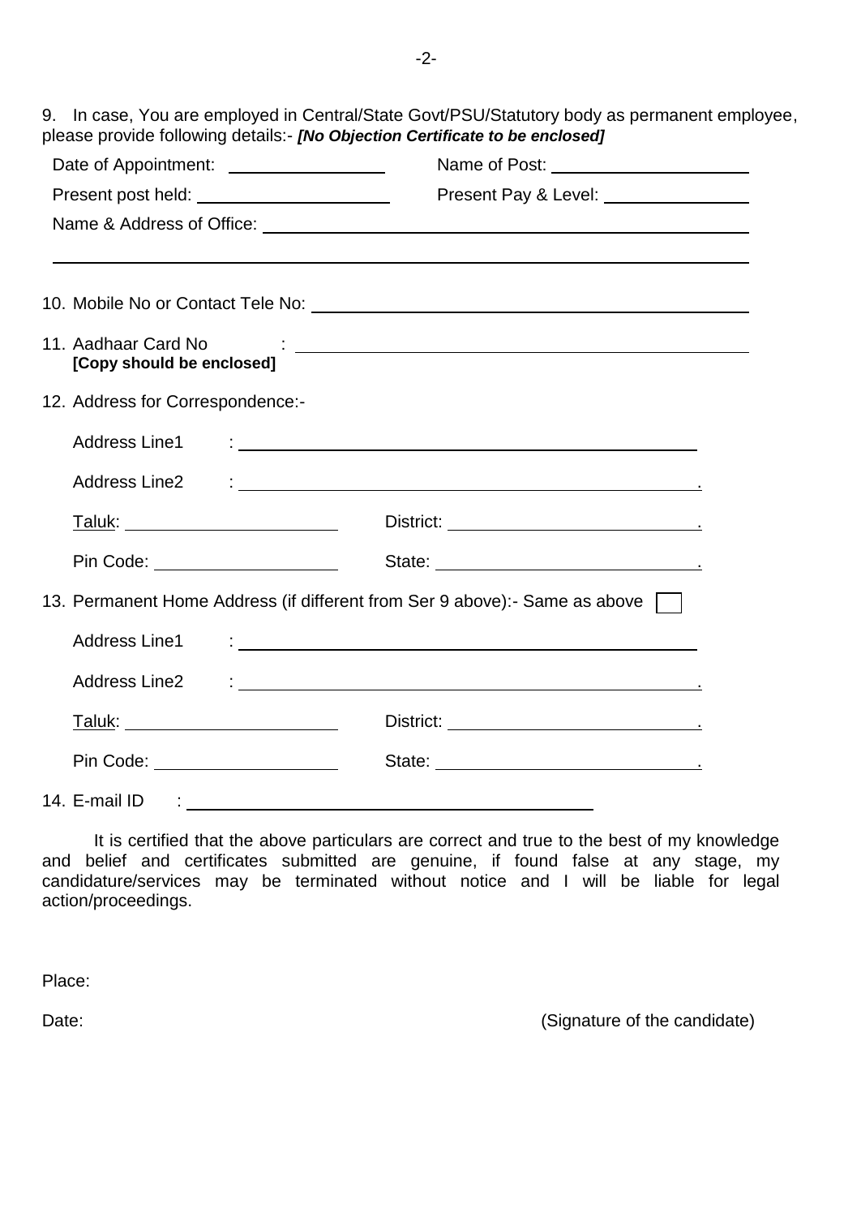9. In case, You are employed in Central/State Govt/PSU/Statutory body as permanent employee, please provide following details:- ***[No Objection Certificate to be enclosed]***

Date of Appointment: ________________ Name of Post: ____________________

Present post held: ____________________ Present Pay & Level: _______________

Name & Address of Office: ______________________________________________

________________________________________________________________________

10. Mobile No or Contact Tele No: __________________________________________

11. Aadhaar Card No : ______________________________________________
**[Copy should be enclosed]**

12. Address for Correspondence:-

Address Line1 : ______________________________________________

Address Line2 : ______________________________________________.

Taluk: ______________________ District: __________________________.

Pin Code: ___________________ State: ____________________________.

13. Permanent Home Address (if different from Ser 9 above):- Same as above ☐

Address Line1 : ______________________________________________

Address Line2 : ______________________________________________.

Taluk: ______________________ District: __________________________.

Pin Code: ___________________ State: ____________________________.

14. E-mail ID : ________________________________________

It is certified that the above particulars are correct and true to the best of my knowledge and belief and certificates submitted are genuine, if found false at any stage, my candidature/services may be terminated without notice and I will be liable for legal action/proceedings.

Place:

Date: (Signature of the candidate)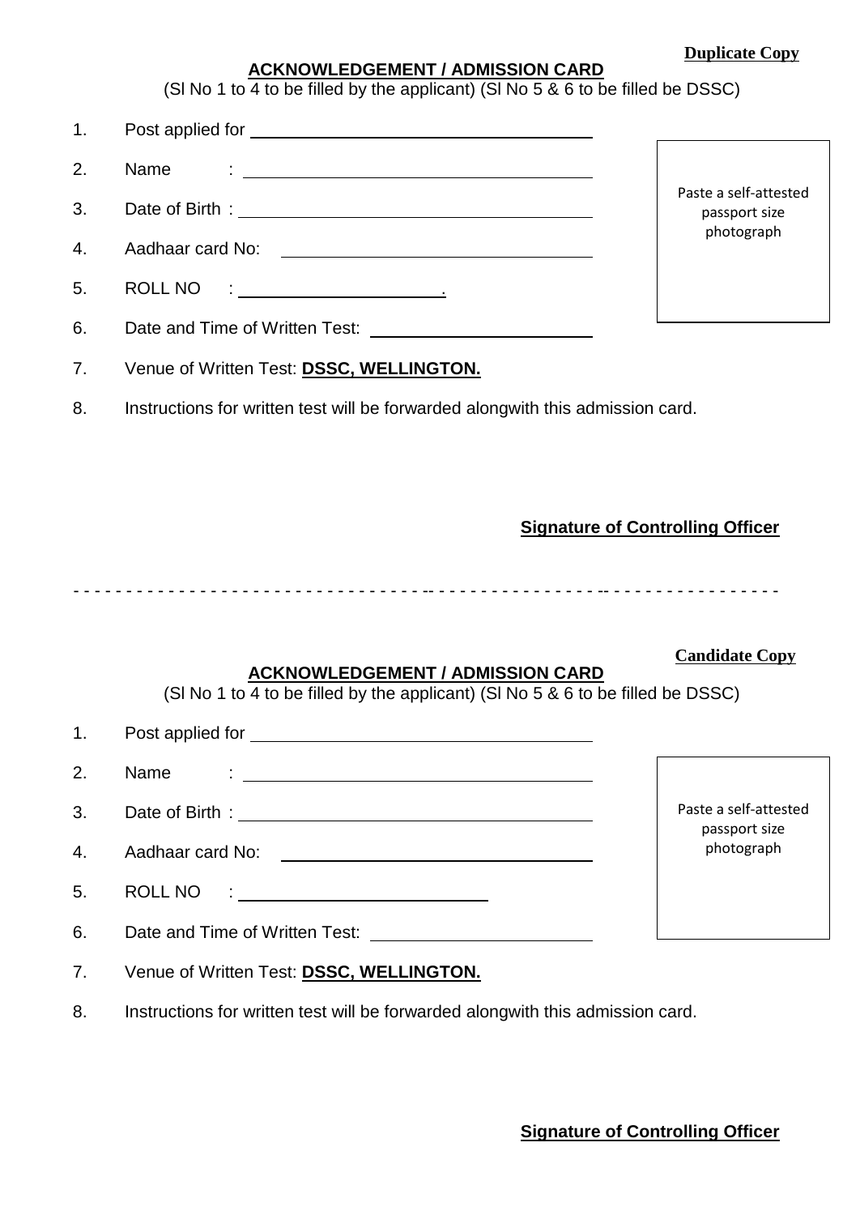**Duplicate Copy**

**ACKNOWLEDGEMENT / ADMISSION CARD**

(Sl No 1 to 4 to be filled by the applicant) (Sl No 5 & 6 to be filled be DSSC)

1. Post applied for ____________________________________
2. Name : ____________________________________
3. Date of Birth : ____________________________________
4. Aadhaar card No: ____________________________________
5. ROLL NO : ______________________.
6. Date and Time of Written Test: ______________________
7. Venue of Written Test: **DSSC, WELLINGTON.**
8. Instructions for written test will be forwarded alongwith this admission card.

Paste a self-attested passport size photograph

**Signature of Controlling Officer**

- - - - - - - - - - - - - - - - - - - - - - - - - - - - - - - - - - - - - - - - - - - - - - - - - - - - - - - - - - - - - - - -

**Candidate Copy**

**ACKNOWLEDGEMENT / ADMISSION CARD**

(Sl No 1 to 4 to be filled by the applicant) (Sl No 5 & 6 to be filled be DSSC)

1. Post applied for ____________________________________
2. Name : ____________________________________
3. Date of Birth : ____________________________________
4. Aadhaar card No: ____________________________________
5. ROLL NO : ____________________________
6. Date and Time of Written Test: ______________________
7. Venue of Written Test: **DSSC, WELLINGTON.**
8. Instructions for written test will be forwarded alongwith this admission card.

Paste a self-attested passport size photograph

**Signature of Controlling Officer**